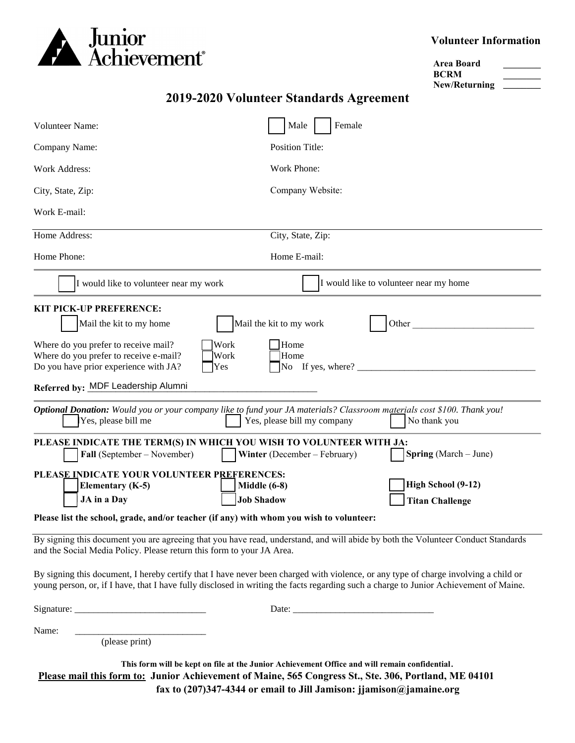Junior Achievement

**Volunteer Information**

**Area Board** ________
**BCRM** ________
**New/Returning** ________

## 2019-2020 Volunteer Standards Agreement

Volunteer Name: ☐ Male ☐ Female

Company Name: Position Title:

Work Address: Work Phone:

City, State, Zip: Company Website:

Work E-mail:

Home Address: City, State, Zip:

Home Phone: Home E-mail:

☐ I would like to volunteer near my work ☐ I would like to volunteer near my home

**KIT PICK-UP PREFERENCE:**

☐ Mail the kit to my home ☐ Mail the kit to my work ☐ Other _________________________

Where do you prefer to receive mail? ☐ Work ☐ Home
Where do you prefer to receive e-mail? ☐ Work ☐ Home
Do you have prior experience with JA? ☐ Yes ☐ No If yes, where? _____________________________________

**Referred by:** MDF Leadership Alumni

***Optional Donation:*** *Would you or your company like to fund your JA materials? Classroom materials cost $100. Thank you!*

☐ Yes, please bill me ☐ Yes, please bill my company ☐ No thank you

**PLEASE INDICATE THE TERM(S) IN WHICH YOU WISH TO VOLUNTEER WITH JA:**

☐ **Fall** (September – November) ☐ **Winter** (December – February) ☐ **Spring** (March – June)

**PLEASE INDICATE YOUR VOLUNTEER PREFERENCES:**

☐ **Elementary (K-5)** ☐ **Middle (6-8)** ☐ **High School (9-12)**
☐ **JA in a Day** ☐ **Job Shadow** ☐ **Titan Challenge**

**Please list the school, grade, and/or teacher (if any) with whom you wish to volunteer:**

By signing this document you are agreeing that you have read, understand, and will abide by both the Volunteer Conduct Standards and the Social Media Policy. Please return this form to your JA Area.

By signing this document, I hereby certify that I have never been charged with violence, or any type of charge involving a child or young person, or, if I have, that I have fully disclosed in writing the facts regarding such a charge to Junior Achievement of Maine.

Signature: ____________________________ Date: ______________________________

Name: ____________________________
(please print)

**This form will be kept on file at the Junior Achievement Office and will remain confidential.**

**<u>Please mail this form to:</u> Junior Achievement of Maine, 565 Congress St., Ste. 306, Portland, ME 04101**
**fax to (207)347-4344 or email to Jill Jamison: jjamison@jamaine.org**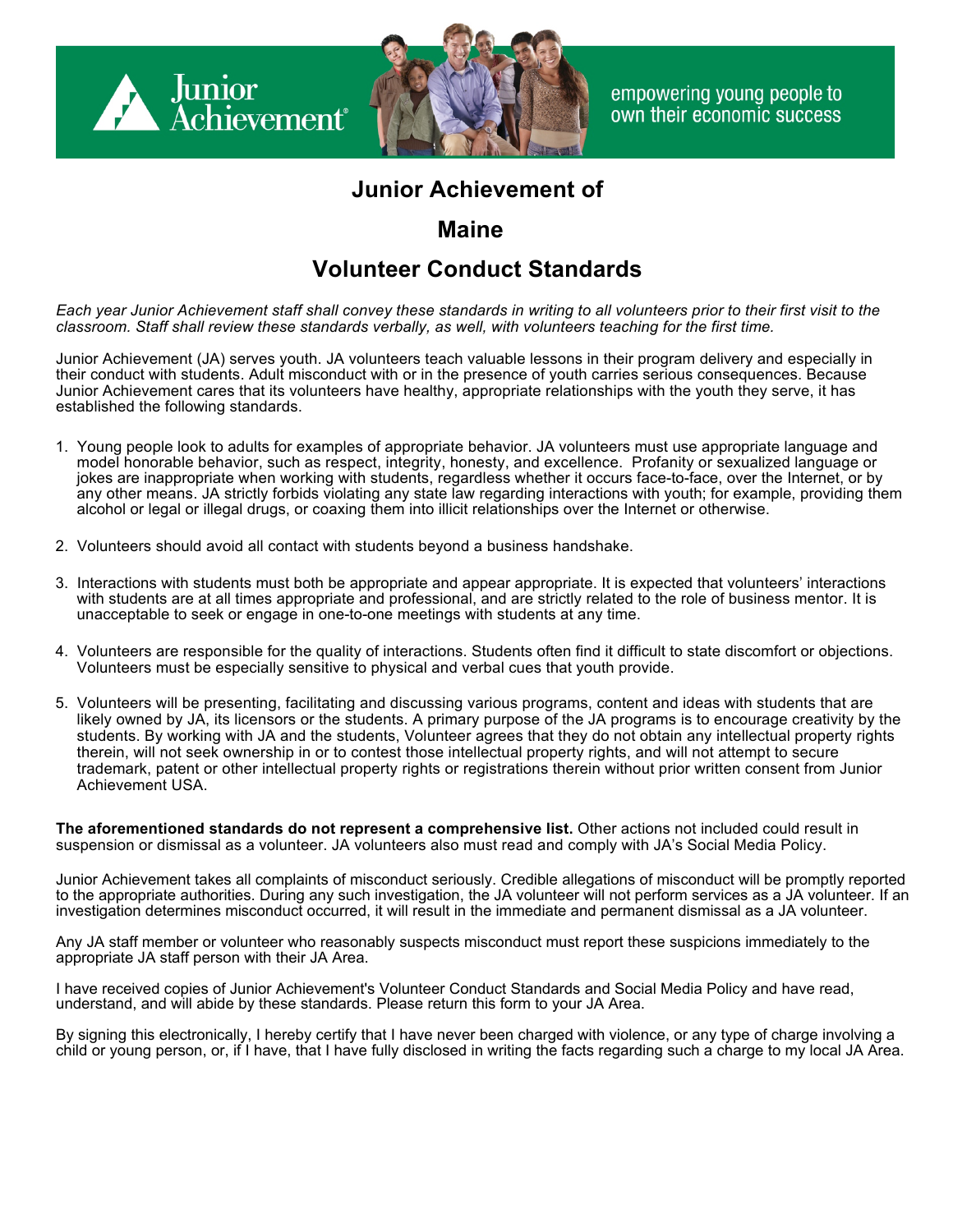Junior Achievement

empowering young people to own their economic success

# Junior Achievement of

# Maine

# Volunteer Conduct Standards

*Each year Junior Achievement staff shall convey these standards in writing to all volunteers prior to their first visit to the classroom. Staff shall review these standards verbally, as well, with volunteers teaching for the first time.*

Junior Achievement (JA) serves youth. JA volunteers teach valuable lessons in their program delivery and especially in their conduct with students. Adult misconduct with or in the presence of youth carries serious consequences. Because Junior Achievement cares that its volunteers have healthy, appropriate relationships with the youth they serve, it has established the following standards.

1. Young people look to adults for examples of appropriate behavior. JA volunteers must use appropriate language and model honorable behavior, such as respect, integrity, honesty, and excellence. Profanity or sexualized language or jokes are inappropriate when working with students, regardless whether it occurs face-to-face, over the Internet, or by any other means. JA strictly forbids violating any state law regarding interactions with youth; for example, providing them alcohol or legal or illegal drugs, or coaxing them into illicit relationships over the Internet or otherwise.

2. Volunteers should avoid all contact with students beyond a business handshake.

3. Interactions with students must both be appropriate and appear appropriate. It is expected that volunteers' interactions with students are at all times appropriate and professional, and are strictly related to the role of business mentor. It is unacceptable to seek or engage in one-to-one meetings with students at any time.

4. Volunteers are responsible for the quality of interactions. Students often find it difficult to state discomfort or objections. Volunteers must be especially sensitive to physical and verbal cues that youth provide.

5. Volunteers will be presenting, facilitating and discussing various programs, content and ideas with students that are likely owned by JA, its licensors or the students. A primary purpose of the JA programs is to encourage creativity by the students. By working with JA and the students, Volunteer agrees that they do not obtain any intellectual property rights therein, will not seek ownership in or to contest those intellectual property rights, and will not attempt to secure trademark, patent or other intellectual property rights or registrations therein without prior written consent from Junior Achievement USA.

**The aforementioned standards do not represent a comprehensive list.** Other actions not included could result in suspension or dismissal as a volunteer. JA volunteers also must read and comply with JA's Social Media Policy.

Junior Achievement takes all complaints of misconduct seriously. Credible allegations of misconduct will be promptly reported to the appropriate authorities. During any such investigation, the JA volunteer will not perform services as a JA volunteer. If an investigation determines misconduct occurred, it will result in the immediate and permanent dismissal as a JA volunteer.

Any JA staff member or volunteer who reasonably suspects misconduct must report these suspicions immediately to the appropriate JA staff person with their JA Area.

I have received copies of Junior Achievement's Volunteer Conduct Standards and Social Media Policy and have read, understand, and will abide by these standards. Please return this form to your JA Area.

By signing this electronically, I hereby certify that I have never been charged with violence, or any type of charge involving a child or young person, or, if I have, that I have fully disclosed in writing the facts regarding such a charge to my local JA Area.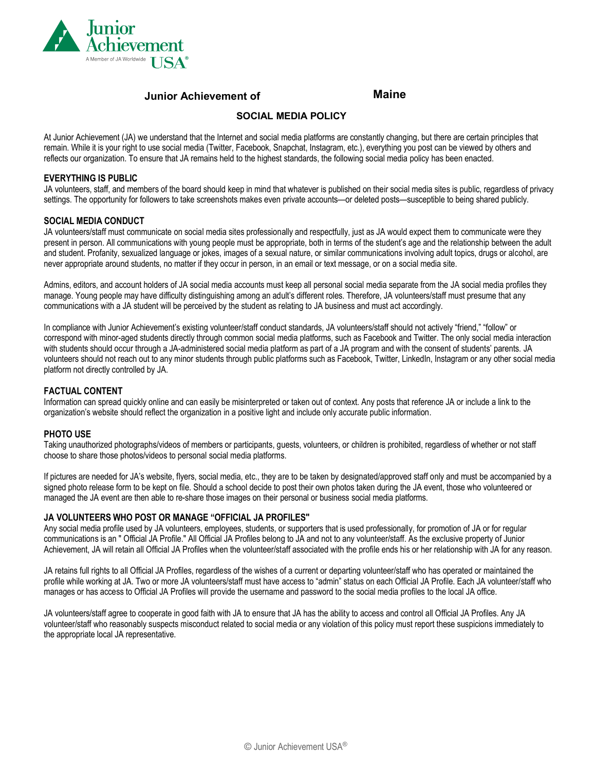**Junior Achievement of Maine**

# SOCIAL MEDIA POLICY

At Junior Achievement (JA) we understand that the Internet and social media platforms are constantly changing, but there are certain principles that remain. While it is your right to use social media (Twitter, Facebook, Snapchat, Instagram, etc.), everything you post can be viewed by others and reflects our organization. To ensure that JA remains held to the highest standards, the following social media policy has been enacted.

## EVERYTHING IS PUBLIC

JA volunteers, staff, and members of the board should keep in mind that whatever is published on their social media sites is public, regardless of privacy settings. The opportunity for followers to take screenshots makes even private accounts—or deleted posts—susceptible to being shared publicly.

## SOCIAL MEDIA CONDUCT

JA volunteers/staff must communicate on social media sites professionally and respectfully, just as JA would expect them to communicate were they present in person. All communications with young people must be appropriate, both in terms of the student's age and the relationship between the adult and student. Profanity, sexualized language or jokes, images of a sexual nature, or similar communications involving adult topics, drugs or alcohol, are never appropriate around students, no matter if they occur in person, in an email or text message, or on a social media site.

Admins, editors, and account holders of JA social media accounts must keep all personal social media separate from the JA social media profiles they manage. Young people may have difficulty distinguishing among an adult's different roles. Therefore, JA volunteers/staff must presume that any communications with a JA student will be perceived by the student as relating to JA business and must act accordingly.

In compliance with Junior Achievement's existing volunteer/staff conduct standards, JA volunteers/staff should not actively "friend," "follow" or correspond with minor-aged students directly through common social media platforms, such as Facebook and Twitter. The only social media interaction with students should occur through a JA-administered social media platform as part of a JA program and with the consent of students' parents. JA volunteers should not reach out to any minor students through public platforms such as Facebook, Twitter, LinkedIn, Instagram or any other social media platform not directly controlled by JA.

## FACTUAL CONTENT

Information can spread quickly online and can easily be misinterpreted or taken out of context. Any posts that reference JA or include a link to the organization's website should reflect the organization in a positive light and include only accurate public information.

## PHOTO USE

Taking unauthorized photographs/videos of members or participants, guests, volunteers, or children is prohibited, regardless of whether or not staff choose to share those photos/videos to personal social media platforms.

If pictures are needed for JA's website, flyers, social media, etc., they are to be taken by designated/approved staff only and must be accompanied by a signed photo release form to be kept on file. Should a school decide to post their own photos taken during the JA event, those who volunteered or managed the JA event are then able to re-share those images on their personal or business social media platforms.

## JA VOLUNTEERS WHO POST OR MANAGE "OFFICIAL JA PROFILES"

Any social media profile used by JA volunteers, employees, students, or supporters that is used professionally, for promotion of JA or for regular communications is an " Official JA Profile." All Official JA Profiles belong to JA and not to any volunteer/staff. As the exclusive property of Junior Achievement, JA will retain all Official JA Profiles when the volunteer/staff associated with the profile ends his or her relationship with JA for any reason.

JA retains full rights to all Official JA Profiles, regardless of the wishes of a current or departing volunteer/staff who has operated or maintained the profile while working at JA. Two or more JA volunteers/staff must have access to "admin" status on each Official JA Profile. Each JA volunteer/staff who manages or has access to Official JA Profiles will provide the username and password to the social media profiles to the local JA office.

JA volunteers/staff agree to cooperate in good faith with JA to ensure that JA has the ability to access and control all Official JA Profiles. Any JA volunteer/staff who reasonably suspects misconduct related to social media or any violation of this policy must report these suspicions immediately to the appropriate local JA representative.